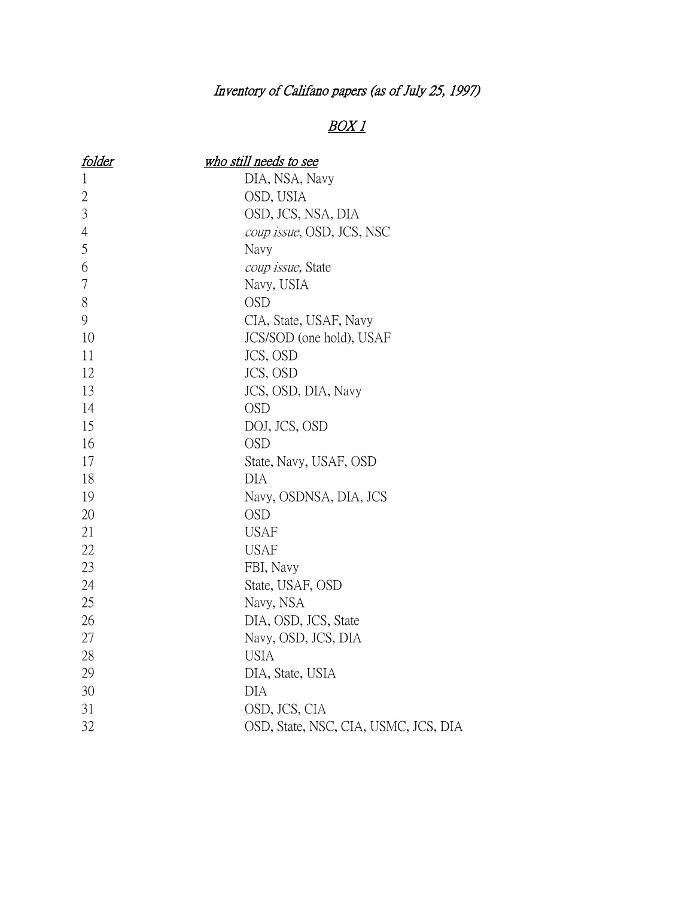# *Inventory of Califano papers (as of July 25, 1997)*

## BOX 1

| *folder* | *who still needs to see* |
| --- | --- |
| 1 | DIA, NSA, Navy |
| 2 | OSD, USIA |
| 3 | OSD, JCS, NSA, DIA |
| 4 | *coup issue*, OSD, JCS, NSC |
| 5 | Navy |
| 6 | *coup issue,* State |
| 7 | Navy, USIA |
| 8 | OSD |
| 9 | CIA, State, USAF, Navy |
| 10 | JCS/SOD (one hold), USAF |
| 11 | JCS, OSD |
| 12 | JCS, OSD |
| 13 | JCS, OSD, DIA, Navy |
| 14 | OSD |
| 15 | DOJ, JCS, OSD |
| 16 | OSD |
| 17 | State, Navy, USAF, OSD |
| 18 | DIA |
| 19 | Navy, OSDNSA, DIA, JCS |
| 20 | OSD |
| 21 | USAF |
| 22 | USAF |
| 23 | FBI, Navy |
| 24 | State, USAF, OSD |
| 25 | Navy, NSA |
| 26 | DIA, OSD, JCS, State |
| 27 | Navy, OSD, JCS, DIA |
| 28 | USIA |
| 29 | DIA, State, USIA |
| 30 | DIA |
| 31 | OSD, JCS, CIA |
| 32 | OSD, State, NSC, CIA, USMC, JCS, DIA |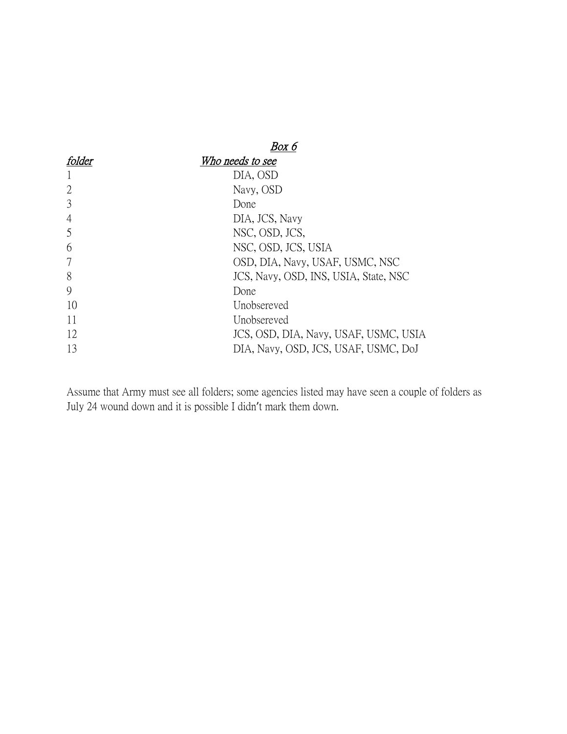*Box 6*

| *folder* | *Who needs to see* |
| --- | --- |
| 1 | DIA, OSD |
| 2 | Navy, OSD |
| 3 | Done |
| 4 | DIA, JCS, Navy |
| 5 | NSC, OSD, JCS, |
| 6 | NSC, OSD, JCS, USIA |
| 7 | OSD, DIA, Navy, USAF, USMC, NSC |
| 8 | JCS, Navy, OSD, INS, USIA, State, NSC |
| 9 | Done |
| 10 | Unobsereved |
| 11 | Unobsereved |
| 12 | JCS, OSD, DIA, Navy, USAF, USMC, USIA |
| 13 | DIA, Navy, OSD, JCS, USAF, USMC, DoJ |

Assume that Army must see all folders; some agencies listed may have seen a couple of folders as July 24 wound down and it is possible I didn't mark them down.